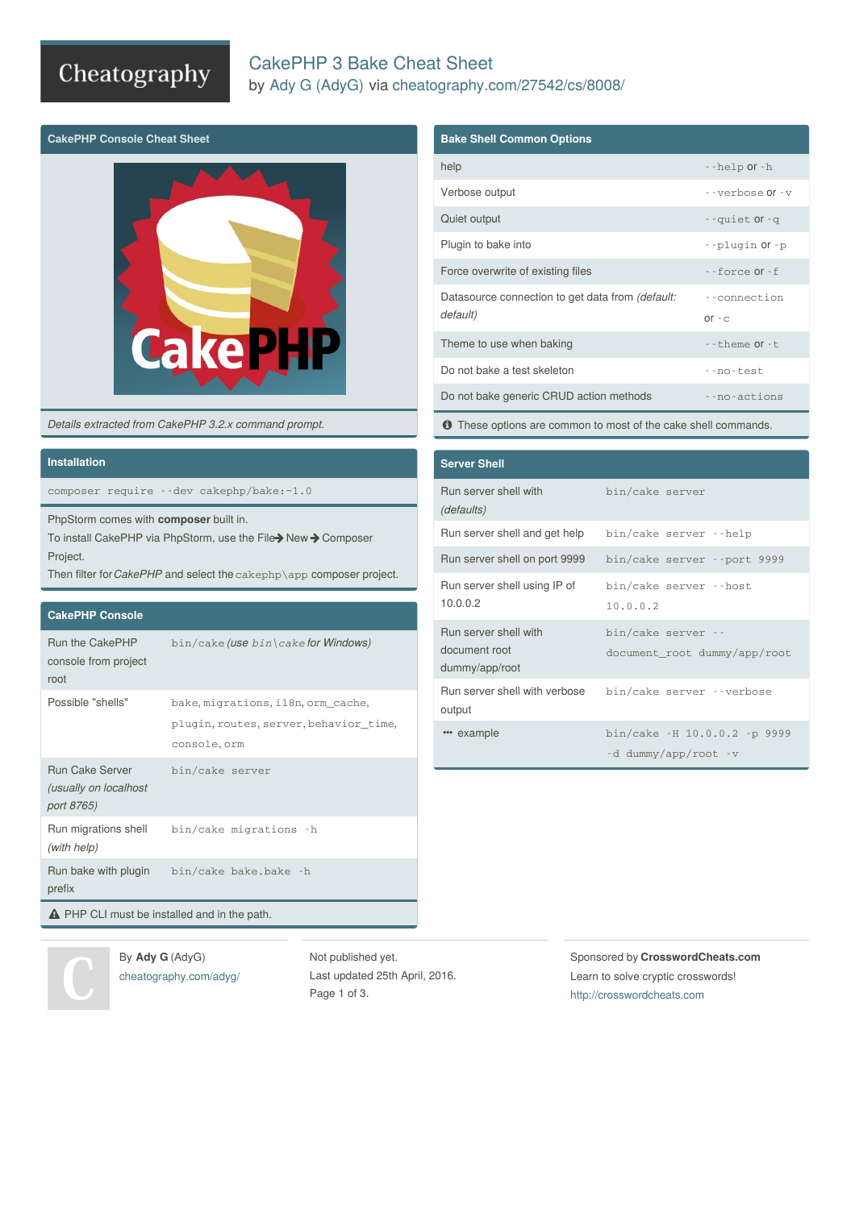# CakePHP 3 Bake Cheat Sheet

by Ady G (AdyG) via cheatography.com/27542/cs/8008/

## CakePHP Console Cheat Sheet

*Details extracted from CakePHP 3.2.x command prompt.*

## Installation

```
composer require --dev cakephp/bake:~1.0
```

PhpStorm comes with **composer** built in.
To install CakePHP via PhpStorm, use the File→ New→ Composer Project.
Then filter for *CakePHP* and select the `cakephp\app` composer project.

## CakePHP Console

| | |
|---|---|
| Run the CakePHP console from project root | `bin/cake` *(use* `bin\cake` *for Windows)* |
| Possible "shells" | `bake`, `migrations`, `i18n`, `orm_cache`, `plugin`, `routes`, `server`, `behavior_time`, `console`, `orm` |
| Run Cake Server *(usually on localhost port 8765)* | `bin/cake server` |
| Run migrations shell *(with help)* | `bin/cake migrations -h` |
| Run bake with plugin prefix | `bin/cake bake.bake -h` |

⚠ PHP CLI must be installed and in the path.

## Bake Shell Common Options

| | |
|---|---|
| help | `--help` or `-h` |
| Verbose output | `--verbose` or `-v` |
| Quiet output | `--quiet` or `-q` |
| Plugin to bake into | `--plugin` or `-p` |
| Force overwrite of existing files | `--force` or `-f` |
| Datasource connection to get data from *(default: default)* | `--connection` or `-c` |
| Theme to use when baking | `--theme` or `-t` |
| Do not bake a test skeleton | `--no-test` |
| Do not bake generic CRUD action methods | `--no-actions` |

ℹ These options are common to most of the cake shell commands.

## Server Shell

| | |
|---|---|
| Run server shell with *(defaults)* | `bin/cake server` |
| Run server shell and get help | `bin/cake server --help` |
| Run server shell on port 9999 | `bin/cake server --port 9999` |
| Run server shell using IP of 10.0.0.2 | `bin/cake server --host 10.0.0.2` |
| Run server shell with document root dummy/app/root | `bin/cake server --document_root dummy/app/root` |
| Run server shell with verbose output | `bin/cake server --verbose` |
| ••• example | `bin/cake -H 10.0.0.2 -p 9999 -d dummy/app/root -v` |

By **Ady G** (AdyG)
cheatography.com/adyg/

Not published yet.
Last updated 25th April, 2016.

Sponsored by **CrosswordCheats.com**
Learn to solve cryptic crosswords!
http://crosswordcheats.com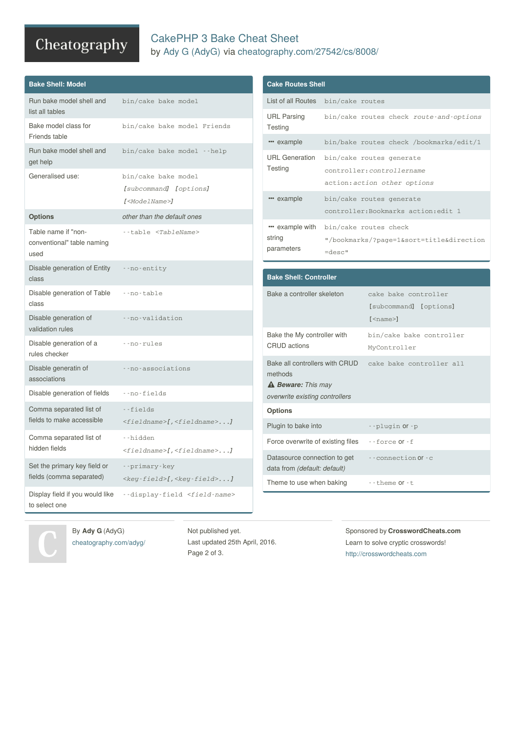### Bake Shell: Model

| | |
|---|---|
| Run bake model shell and list all tables | `bin/cake bake model` |
| Bake model class for Friends table | `bin/cake bake model Friends` |
| Run bake model shell and get help | `bin/cake bake model --help` |
| Generalised use: | `bin/cake bake model [subcommand] [options] [<ModelName>]` |
| **Options** | *other than the default ones* |
| Table name if "non-conventional" table naming used | `--table <TableName>` |
| Disable generation of Entity class | `--no-entity` |
| Disable generation of Table class | `--no-table` |
| Disable generation of validation rules | `--no-validation` |
| Disable generation of a rules checker | `--no-rules` |
| Disable generatin of associations | `--no-associations` |
| Disable generation of fields | `--no-fields` |
| Comma separated list of fields to make accessible | `--fields <fieldname>[,<fieldname>...]` |
| Comma separated list of hidden fields | `--hidden <fieldname>[,<fieldname>...]` |
| Set the primary key field or fields (comma separated) | `--primary-key <key-field>[,<key-field>...]` |
| Display field if you would like to select one | `--display-field <field-name>` |

### Cake Routes Shell

| | |
|---|---|
| List of all Routes | `bin/cake routes` |
| URL Parsing Testing | `bin/cake routes check route-and-options` |
| ••• example | `bin/bake routes check /bookmarks/edit/1` |
| URL Generation Testing | `bin/cake routes generate controller:controllername action:action other options` |
| ••• example | `bin/cake routes generate controller:Bookmarks action:edit 1` |
| ••• example with string parameters | `bin/cake routes check "/bookmarks/?page=1&sort=title&direction=desc"` |

### Bake Shell: Controller

| | |
|---|---|
| Bake a controller skeleton | `cake bake controller [subcommand] [options] [<name>]` |
| Bake the My controller with CRUD actions | `bin/cake bake controller MyController` |
| Bake all controllers with CRUD methods<br>⚠ ***Beware:*** *This may overwrite existing controllers* | `cake bake controller all` |
| **Options** | |
| Plugin to bake into | `--plugin` or `-p` |
| Force overwrite of existing files | `--force` or `-f` |
| Datasource connection to get data from *(default: default)* | `--connection` or `-c` |
| Theme to use when baking | `--theme` or `-t` |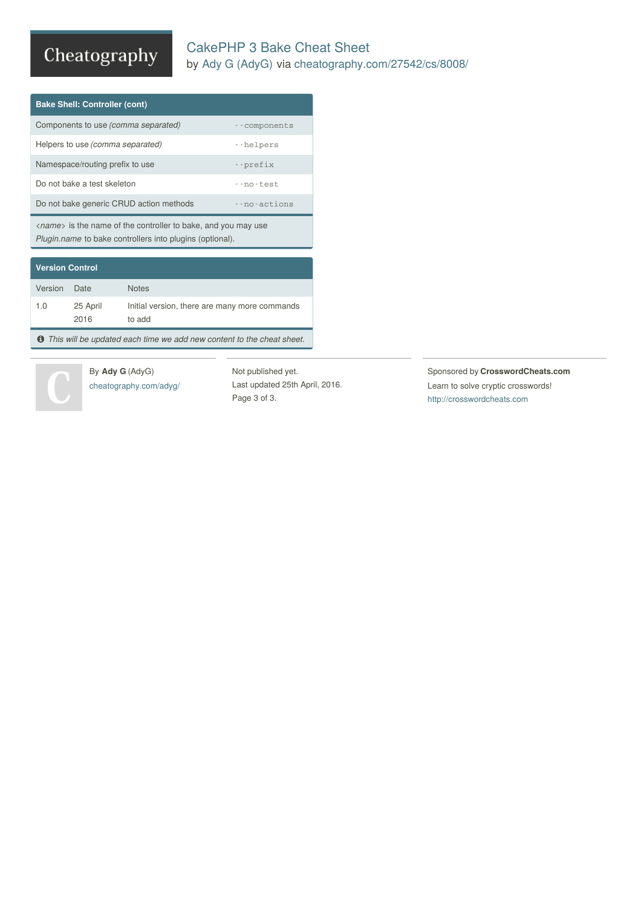## Bake Shell: Controller (cont)

| | |
|---|---|
| Components to use *(comma separated)* | `--components` |
| Helpers to use *(comma separated)* | `--helpers` |
| Namespace/routing prefix to use | `--prefix` |
| Do not bake a test skeleton | `--no-test` |
| Do not bake generic CRUD action methods | `--no-actions` |

*<name>* is the name of the controller to bake, and you may use *Plugin.name* to bake controllers into plugins (optional).

## Version Control

| Version | Date | Notes |
|---|---|---|
| 1.0 | 25 April 2016 | Initial version, there are many more commands to add |

*This will be updated each time we add new content to the cheat sheet.*